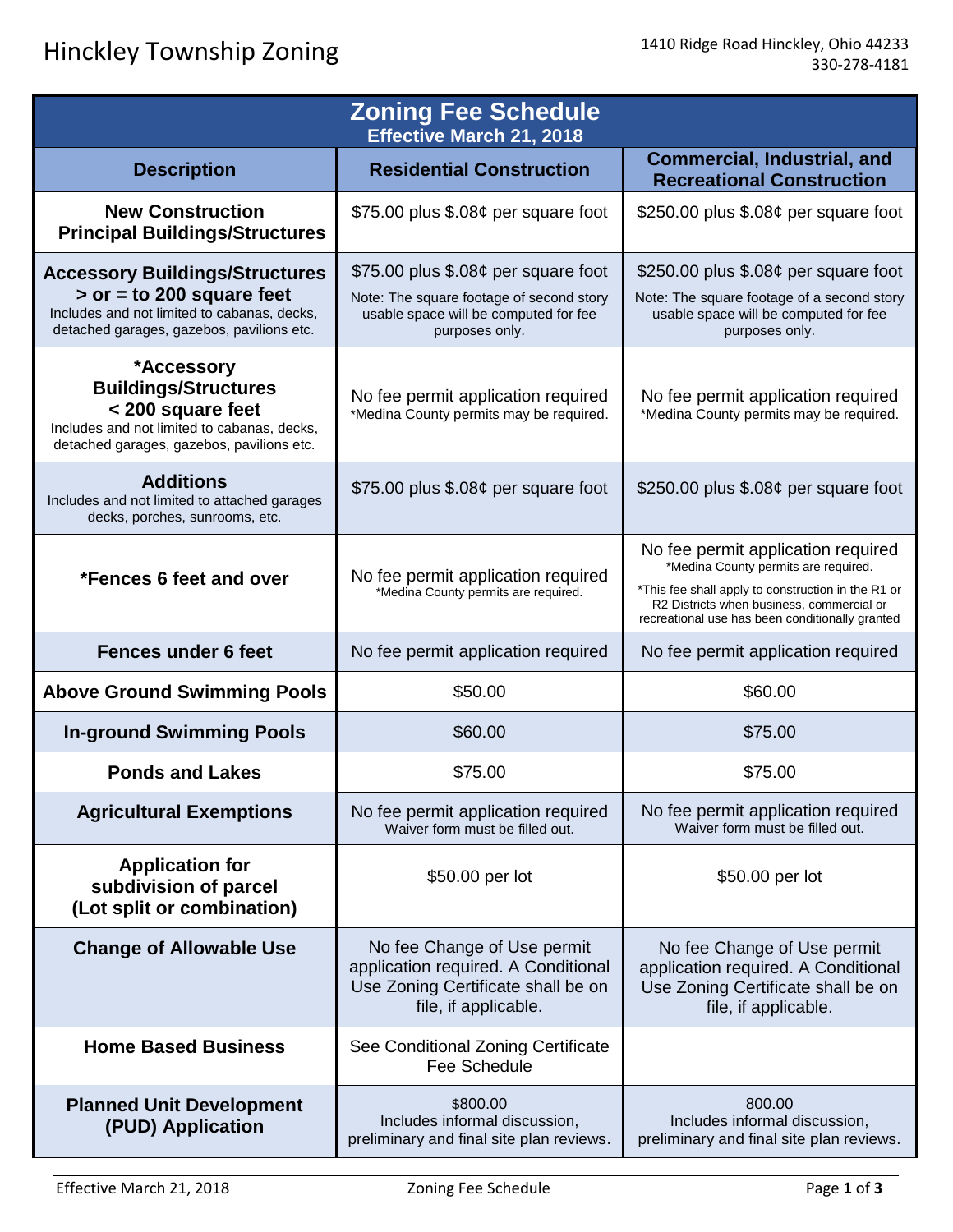# Hinckley Township Zoning

1410 Ridge Road Hinckley, Ohio 44233
330-278-4181

## Zoning Fee Schedule

**Effective March 21, 2018**

| Description | Residential Construction | Commercial, Industrial, and Recreational Construction |
|---|---|---|
| **New Construction Principal Buildings/Structures** | $75.00 plus $.08¢ per square foot | $250.00 plus $.08¢ per square foot |
| **Accessory Buildings/Structures > or = to 200 square feet** Includes and not limited to cabanas, decks, detached garages, gazebos, pavilions etc. | $75.00 plus $.08¢ per square foot Note: The square footage of second story usable space will be computed for fee purposes only. | $250.00 plus $.08¢ per square foot Note: The square footage of a second story usable space will be computed for fee purposes only. |
| ***Accessory Buildings/Structures < 200 square feet** Includes and not limited to cabanas, decks, detached garages, gazebos, pavilions etc. | No fee permit application required *Medina County permits may be required. | No fee permit application required *Medina County permits may be required. |
| **Additions** Includes and not limited to attached garages decks, porches, sunrooms, etc. | $75.00 plus $.08¢ per square foot | $250.00 plus $.08¢ per square foot |
| ***Fences 6 feet and over** | No fee permit application required *Medina County permits are required. | No fee permit application required *Medina County permits are required. *This fee shall apply to construction in the R1 or R2 Districts when business, commercial or recreational use has been conditionally granted |
| **Fences under 6 feet** | No fee permit application required | No fee permit application required |
| **Above Ground Swimming Pools** | $50.00 | $60.00 |
| **In-ground Swimming Pools** | $60.00 | $75.00 |
| **Ponds and Lakes** | $75.00 | $75.00 |
| **Agricultural Exemptions** | No fee permit application required Waiver form must be filled out. | No fee permit application required Waiver form must be filled out. |
| **Application for subdivision of parcel (Lot split or combination)** | $50.00 per lot | $50.00 per lot |
| **Change of Allowable Use** | No fee Change of Use permit application required. A Conditional Use Zoning Certificate shall be on file, if applicable. | No fee Change of Use permit application required. A Conditional Use Zoning Certificate shall be on file, if applicable. |
| **Home Based Business** | See Conditional Zoning Certificate Fee Schedule | |
| **Planned Unit Development (PUD) Application** | $800.00 Includes informal discussion, preliminary and final site plan reviews. | 800.00 Includes informal discussion, preliminary and final site plan reviews. |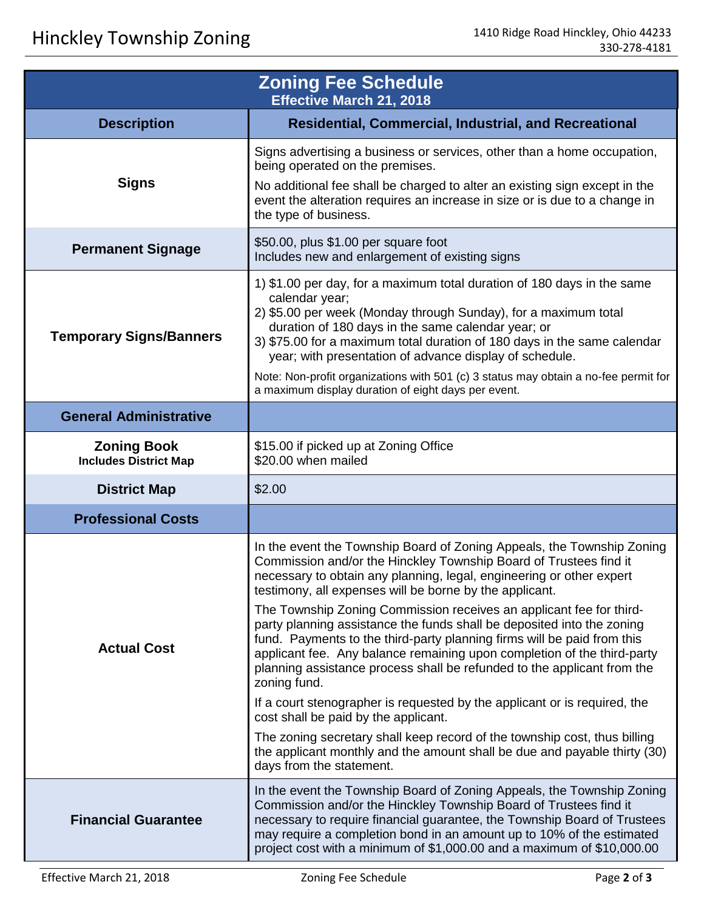# Hinckley Township Zoning

1410 Ridge Road Hinckley, Ohio 44233
330-278-4181

## Zoning Fee Schedule

**Effective March 21, 2018**

| Description | Residential, Commercial, Industrial, and Recreational |
|---|---|
| **Signs** | Signs advertising a business or services, other than a home occupation, being operated on the premises.<br><br>No additional fee shall be charged to alter an existing sign except in the event the alteration requires an increase in size or is due to a change in the type of business. |
| **Permanent Signage** | $50.00, plus $1.00 per square foot<br>Includes new and enlargement of existing signs |
| **Temporary Signs/Banners** | 1) $1.00 per day, for a maximum total duration of 180 days in the same calendar year;<br>2) $5.00 per week (Monday through Sunday), for a maximum total duration of 180 days in the same calendar year; or<br>3) $75.00 for a maximum total duration of 180 days in the same calendar year; with presentation of advance display of schedule.<br><br>Note: Non-profit organizations with 501 (c) 3 status may obtain a no-fee permit for a maximum display duration of eight days per event. |
| **General Administrative** | |
| **Zoning Book**<br>**Includes District Map** | $15.00 if picked up at Zoning Office<br>$20.00 when mailed |
| **District Map** | $2.00 |
| **Professional Costs** | |
| **Actual Cost** | In the event the Township Board of Zoning Appeals, the Township Zoning Commission and/or the Hinckley Township Board of Trustees find it necessary to obtain any planning, legal, engineering or other expert testimony, all expenses will be borne by the applicant.<br><br>The Township Zoning Commission receives an applicant fee for third-party planning assistance the funds shall be deposited into the zoning fund. Payments to the third-party planning firms will be paid from this applicant fee. Any balance remaining upon completion of the third-party planning assistance process shall be refunded to the applicant from the zoning fund.<br><br>If a court stenographer is requested by the applicant or is required, the cost shall be paid by the applicant.<br><br>The zoning secretary shall keep record of the township cost, thus billing the applicant monthly and the amount shall be due and payable thirty (30) days from the statement. |
| **Financial Guarantee** | In the event the Township Board of Zoning Appeals, the Township Zoning Commission and/or the Hinckley Township Board of Trustees find it necessary to require financial guarantee, the Township Board of Trustees may require a completion bond in an amount up to 10% of the estimated project cost with a minimum of $1,000.00 and a maximum of $10,000.00 |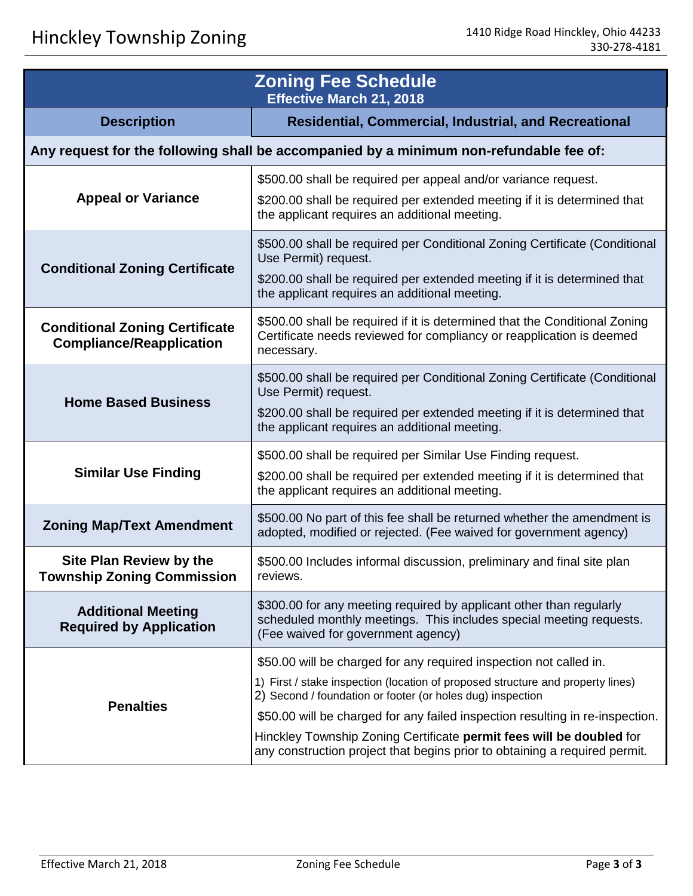# Hinckley Township Zoning

1410 Ridge Road Hinckley, Ohio 44233
330-278-4181

## Zoning Fee Schedule

**Effective March 21, 2018**

| Description | Residential, Commercial, Industrial, and Recreational |
|---|---|
| **Any request for the following shall be accompanied by a minimum non-refundable fee of:** | |
| **Appeal or Variance** | $500.00 shall be required per appeal and/or variance request.<br>$200.00 shall be required per extended meeting if it is determined that the applicant requires an additional meeting. |
| **Conditional Zoning Certificate** | $500.00 shall be required per Conditional Zoning Certificate (Conditional Use Permit) request.<br>$200.00 shall be required per extended meeting if it is determined that the applicant requires an additional meeting. |
| **Conditional Zoning Certificate Compliance/Reapplication** | $500.00 shall be required if it is determined that the Conditional Zoning Certificate needs reviewed for compliancy or reapplication is deemed necessary. |
| **Home Based Business** | $500.00 shall be required per Conditional Zoning Certificate (Conditional Use Permit) request.<br>$200.00 shall be required per extended meeting if it is determined that the applicant requires an additional meeting. |
| **Similar Use Finding** | $500.00 shall be required per Similar Use Finding request.<br>$200.00 shall be required per extended meeting if it is determined that the applicant requires an additional meeting. |
| **Zoning Map/Text Amendment** | $500.00 No part of this fee shall be returned whether the amendment is adopted, modified or rejected. (Fee waived for government agency) |
| **Site Plan Review by the Township Zoning Commission** | $500.00 Includes informal discussion, preliminary and final site plan reviews. |
| **Additional Meeting Required by Application** | $300.00 for any meeting required by applicant other than regularly scheduled monthly meetings. This includes special meeting requests. (Fee waived for government agency) |
| **Penalties** | $50.00 will be charged for any required inspection not called in.<br>1) First / stake inspection (location of proposed structure and property lines)<br>2) Second / foundation or footer (or holes dug) inspection<br>$50.00 will be charged for any failed inspection resulting in re-inspection.<br>Hinckley Township Zoning Certificate **permit fees will be doubled** for any construction project that begins prior to obtaining a required permit. |